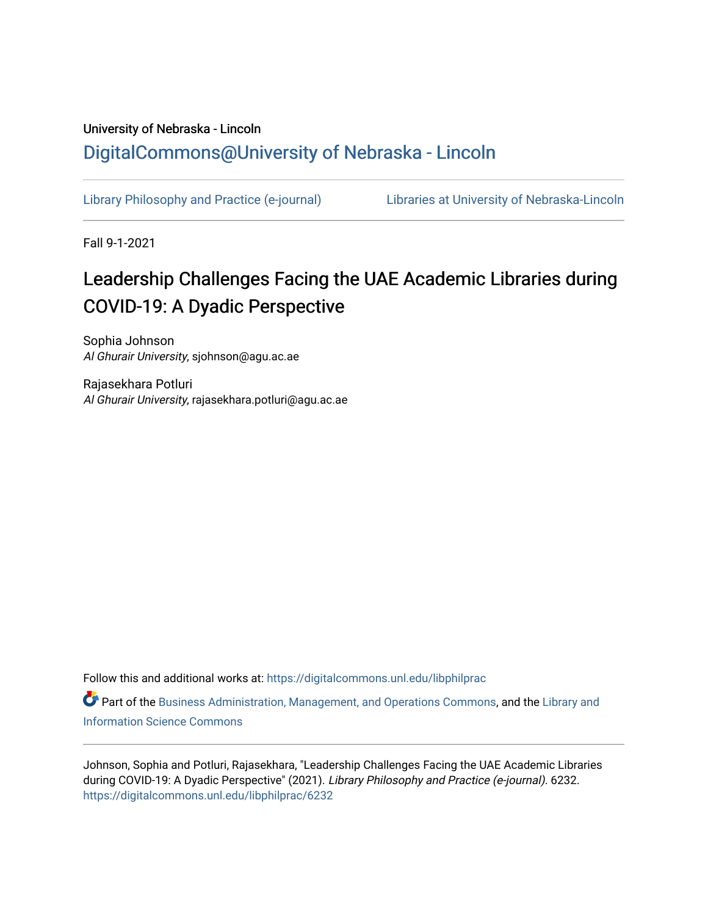University of Nebraska - Lincoln

## DigitalCommons@University of Nebraska - Lincoln

Library Philosophy and Practice (e-journal)　　　　Libraries at University of Nebraska-Lincoln

Fall 9-1-2021

# Leadership Challenges Facing the UAE Academic Libraries during COVID-19: A Dyadic Perspective

Sophia Johnson
*Al Ghurair University*, sjohnson@agu.ac.ae

Rajasekhara Potluri
*Al Ghurair University*, rajasekhara.potluri@agu.ac.ae

Follow this and additional works at: https://digitalcommons.unl.edu/libphilprac

Part of the Business Administration, Management, and Operations Commons, and the Library and Information Science Commons

Johnson, Sophia and Potluri, Rajasekhara, "Leadership Challenges Facing the UAE Academic Libraries during COVID-19: A Dyadic Perspective" (2021). *Library Philosophy and Practice (e-journal)*. 6232.
https://digitalcommons.unl.edu/libphilprac/6232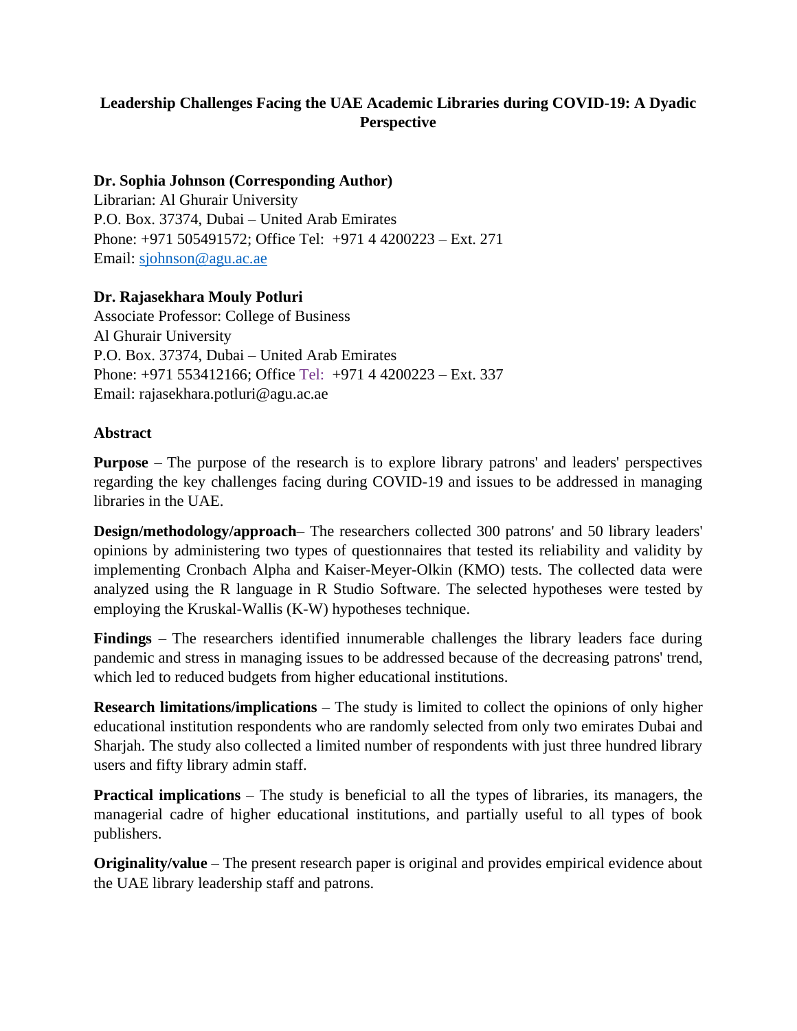**Leadership Challenges Facing the UAE Academic Libraries during COVID-19: A Dyadic Perspective**

**Dr. Sophia Johnson (Corresponding Author)**
Librarian: Al Ghurair University
P.O. Box. 37374, Dubai – United Arab Emirates
Phone: +971 505491572; Office Tel: +971 4 4200223 – Ext. 271
Email: sjohnson@agu.ac.ae

**Dr. Rajasekhara Mouly Potluri**
Associate Professor: College of Business
Al Ghurair University
P.O. Box. 37374, Dubai – United Arab Emirates
Phone: +971 553412166; Office Tel: +971 4 4200223 – Ext. 337
Email: rajasekhara.potluri@agu.ac.ae

**Abstract**

**Purpose** – The purpose of the research is to explore library patrons' and leaders' perspectives regarding the key challenges facing during COVID-19 and issues to be addressed in managing libraries in the UAE.

**Design/methodology/approach**– The researchers collected 300 patrons' and 50 library leaders' opinions by administering two types of questionnaires that tested its reliability and validity by implementing Cronbach Alpha and Kaiser-Meyer-Olkin (KMO) tests. The collected data were analyzed using the R language in R Studio Software. The selected hypotheses were tested by employing the Kruskal-Wallis (K-W) hypotheses technique.

**Findings** – The researchers identified innumerable challenges the library leaders face during pandemic and stress in managing issues to be addressed because of the decreasing patrons' trend, which led to reduced budgets from higher educational institutions.

**Research limitations/implications** – The study is limited to collect the opinions of only higher educational institution respondents who are randomly selected from only two emirates Dubai and Sharjah. The study also collected a limited number of respondents with just three hundred library users and fifty library admin staff.

**Practical implications** – The study is beneficial to all the types of libraries, its managers, the managerial cadre of higher educational institutions, and partially useful to all types of book publishers.

**Originality/value** – The present research paper is original and provides empirical evidence about the UAE library leadership staff and patrons.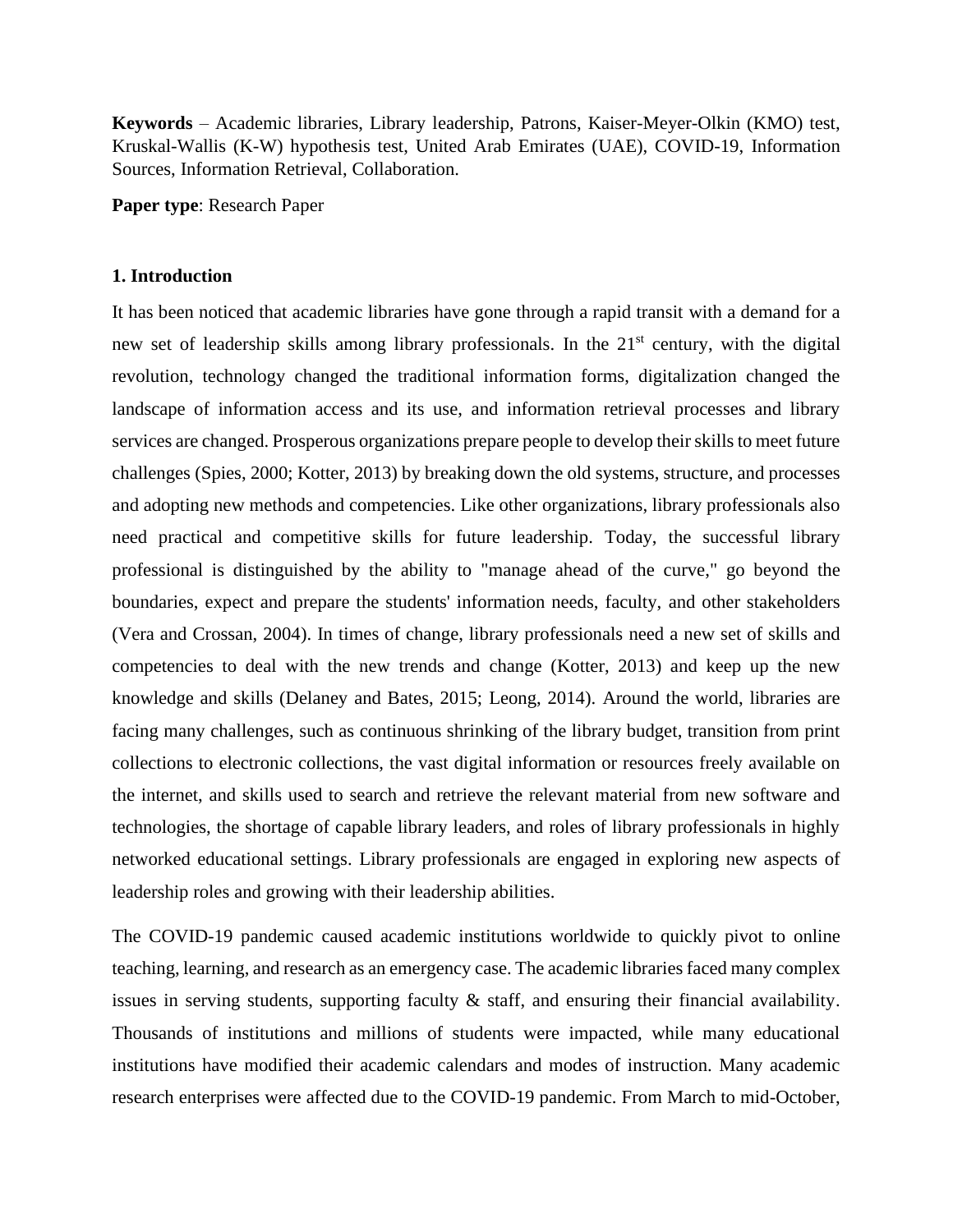**Keywords** – Academic libraries, Library leadership, Patrons, Kaiser-Meyer-Olkin (KMO) test, Kruskal-Wallis (K-W) hypothesis test, United Arab Emirates (UAE), COVID-19, Information Sources, Information Retrieval, Collaboration.

**Paper type**: Research Paper

## 1. Introduction

It has been noticed that academic libraries have gone through a rapid transit with a demand for a new set of leadership skills among library professionals. In the 21st century, with the digital revolution, technology changed the traditional information forms, digitalization changed the landscape of information access and its use, and information retrieval processes and library services are changed. Prosperous organizations prepare people to develop their skills to meet future challenges (Spies, 2000; Kotter, 2013) by breaking down the old systems, structure, and processes and adopting new methods and competencies. Like other organizations, library professionals also need practical and competitive skills for future leadership. Today, the successful library professional is distinguished by the ability to "manage ahead of the curve," go beyond the boundaries, expect and prepare the students' information needs, faculty, and other stakeholders (Vera and Crossan, 2004). In times of change, library professionals need a new set of skills and competencies to deal with the new trends and change (Kotter, 2013) and keep up the new knowledge and skills (Delaney and Bates, 2015; Leong, 2014). Around the world, libraries are facing many challenges, such as continuous shrinking of the library budget, transition from print collections to electronic collections, the vast digital information or resources freely available on the internet, and skills used to search and retrieve the relevant material from new software and technologies, the shortage of capable library leaders, and roles of library professionals in highly networked educational settings. Library professionals are engaged in exploring new aspects of leadership roles and growing with their leadership abilities.

The COVID-19 pandemic caused academic institutions worldwide to quickly pivot to online teaching, learning, and research as an emergency case. The academic libraries faced many complex issues in serving students, supporting faculty & staff, and ensuring their financial availability. Thousands of institutions and millions of students were impacted, while many educational institutions have modified their academic calendars and modes of instruction. Many academic research enterprises were affected due to the COVID-19 pandemic. From March to mid-October,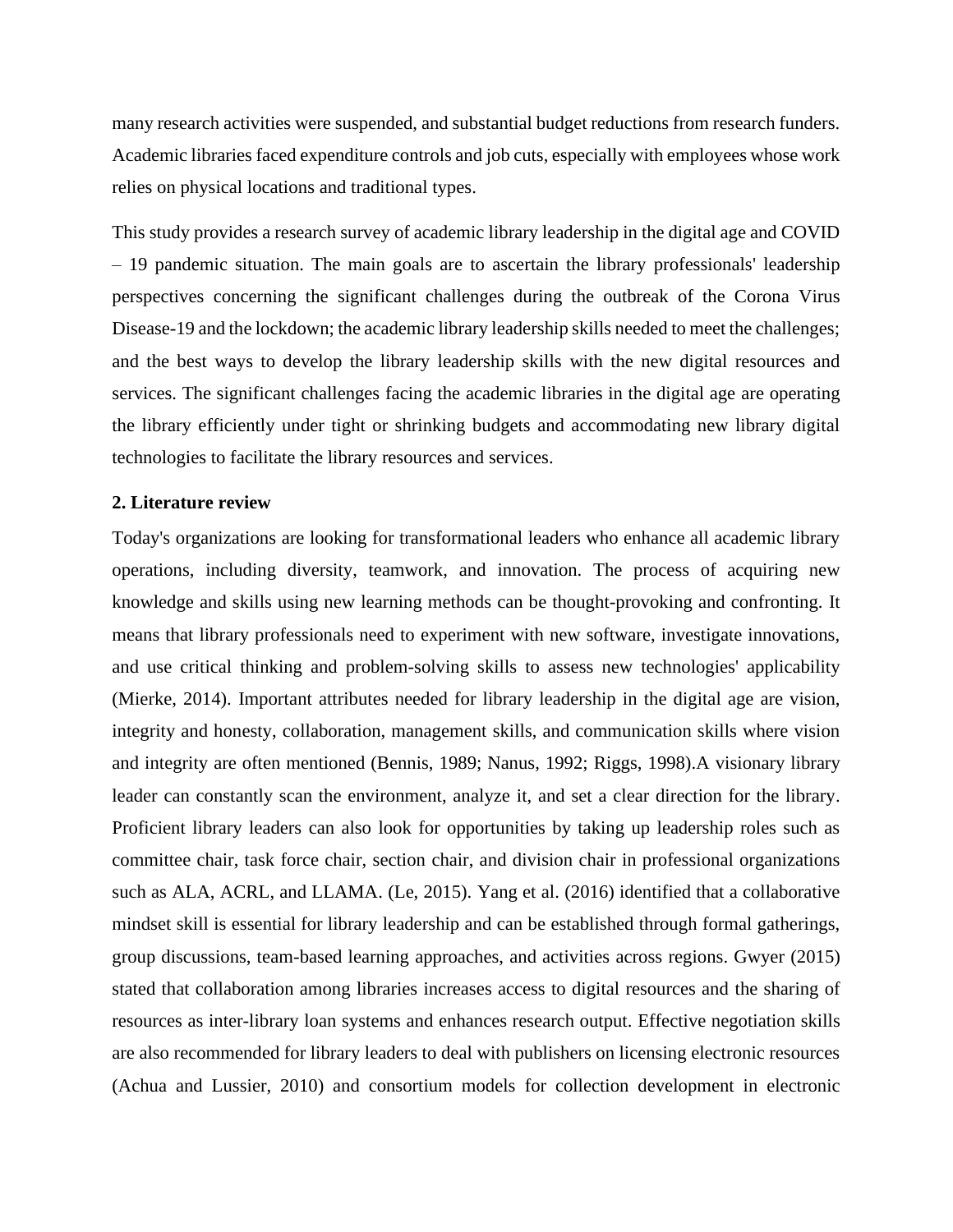many research activities were suspended, and substantial budget reductions from research funders. Academic libraries faced expenditure controls and job cuts, especially with employees whose work relies on physical locations and traditional types.

This study provides a research survey of academic library leadership in the digital age and COVID – 19 pandemic situation. The main goals are to ascertain the library professionals' leadership perspectives concerning the significant challenges during the outbreak of the Corona Virus Disease-19 and the lockdown; the academic library leadership skills needed to meet the challenges; and the best ways to develop the library leadership skills with the new digital resources and services. The significant challenges facing the academic libraries in the digital age are operating the library efficiently under tight or shrinking budgets and accommodating new library digital technologies to facilitate the library resources and services.

## 2. Literature review

Today's organizations are looking for transformational leaders who enhance all academic library operations, including diversity, teamwork, and innovation. The process of acquiring new knowledge and skills using new learning methods can be thought-provoking and confronting. It means that library professionals need to experiment with new software, investigate innovations, and use critical thinking and problem-solving skills to assess new technologies' applicability (Mierke, 2014). Important attributes needed for library leadership in the digital age are vision, integrity and honesty, collaboration, management skills, and communication skills where vision and integrity are often mentioned (Bennis, 1989; Nanus, 1992; Riggs, 1998).A visionary library leader can constantly scan the environment, analyze it, and set a clear direction for the library. Proficient library leaders can also look for opportunities by taking up leadership roles such as committee chair, task force chair, section chair, and division chair in professional organizations such as ALA, ACRL, and LLAMA. (Le, 2015). Yang et al. (2016) identified that a collaborative mindset skill is essential for library leadership and can be established through formal gatherings, group discussions, team-based learning approaches, and activities across regions. Gwyer (2015) stated that collaboration among libraries increases access to digital resources and the sharing of resources as inter-library loan systems and enhances research output. Effective negotiation skills are also recommended for library leaders to deal with publishers on licensing electronic resources (Achua and Lussier, 2010) and consortium models for collection development in electronic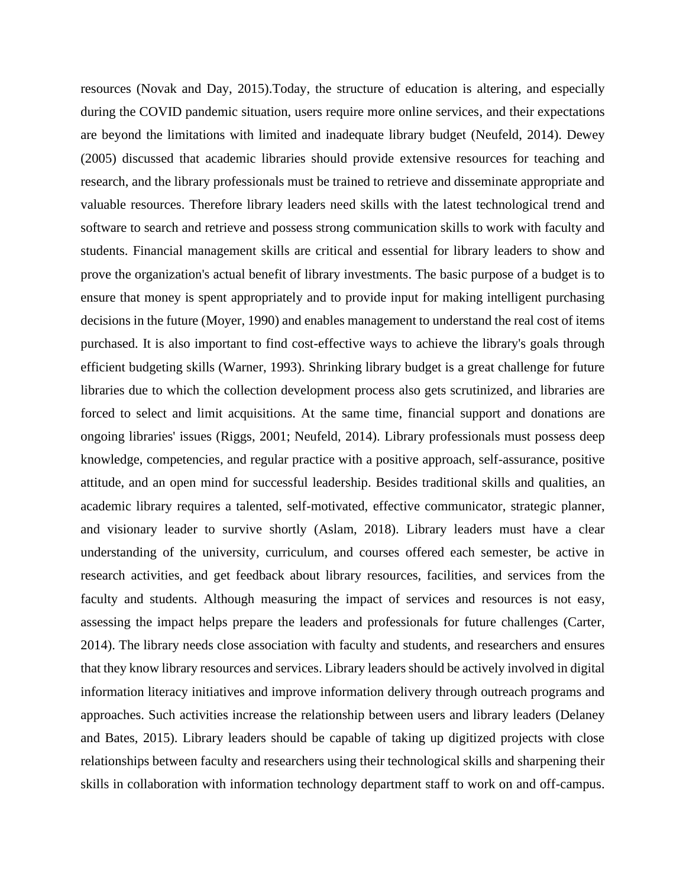resources (Novak and Day, 2015).Today, the structure of education is altering, and especially during the COVID pandemic situation, users require more online services, and their expectations are beyond the limitations with limited and inadequate library budget (Neufeld, 2014). Dewey (2005) discussed that academic libraries should provide extensive resources for teaching and research, and the library professionals must be trained to retrieve and disseminate appropriate and valuable resources. Therefore library leaders need skills with the latest technological trend and software to search and retrieve and possess strong communication skills to work with faculty and students. Financial management skills are critical and essential for library leaders to show and prove the organization's actual benefit of library investments. The basic purpose of a budget is to ensure that money is spent appropriately and to provide input for making intelligent purchasing decisions in the future (Moyer, 1990) and enables management to understand the real cost of items purchased. It is also important to find cost-effective ways to achieve the library's goals through efficient budgeting skills (Warner, 1993). Shrinking library budget is a great challenge for future libraries due to which the collection development process also gets scrutinized, and libraries are forced to select and limit acquisitions. At the same time, financial support and donations are ongoing libraries' issues (Riggs, 2001; Neufeld, 2014). Library professionals must possess deep knowledge, competencies, and regular practice with a positive approach, self-assurance, positive attitude, and an open mind for successful leadership. Besides traditional skills and qualities, an academic library requires a talented, self-motivated, effective communicator, strategic planner, and visionary leader to survive shortly (Aslam, 2018). Library leaders must have a clear understanding of the university, curriculum, and courses offered each semester, be active in research activities, and get feedback about library resources, facilities, and services from the faculty and students. Although measuring the impact of services and resources is not easy, assessing the impact helps prepare the leaders and professionals for future challenges (Carter, 2014). The library needs close association with faculty and students, and researchers and ensures that they know library resources and services. Library leaders should be actively involved in digital information literacy initiatives and improve information delivery through outreach programs and approaches. Such activities increase the relationship between users and library leaders (Delaney and Bates, 2015). Library leaders should be capable of taking up digitized projects with close relationships between faculty and researchers using their technological skills and sharpening their skills in collaboration with information technology department staff to work on and off-campus.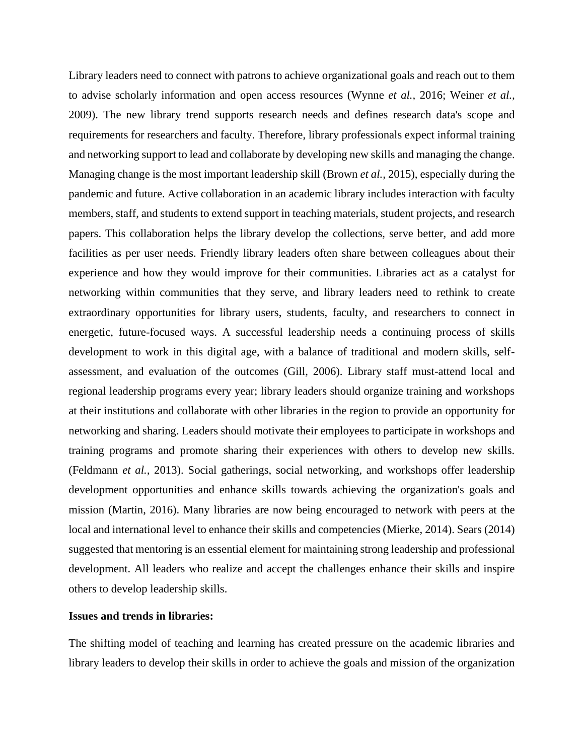Library leaders need to connect with patrons to achieve organizational goals and reach out to them to advise scholarly information and open access resources (Wynne *et al.,* 2016; Weiner *et al.,* 2009). The new library trend supports research needs and defines research data's scope and requirements for researchers and faculty. Therefore, library professionals expect informal training and networking support to lead and collaborate by developing new skills and managing the change. Managing change is the most important leadership skill (Brown *et al.,* 2015), especially during the pandemic and future. Active collaboration in an academic library includes interaction with faculty members, staff, and students to extend support in teaching materials, student projects, and research papers. This collaboration helps the library develop the collections, serve better, and add more facilities as per user needs. Friendly library leaders often share between colleagues about their experience and how they would improve for their communities. Libraries act as a catalyst for networking within communities that they serve, and library leaders need to rethink to create extraordinary opportunities for library users, students, faculty, and researchers to connect in energetic, future-focused ways. A successful leadership needs a continuing process of skills development to work in this digital age, with a balance of traditional and modern skills, self-assessment, and evaluation of the outcomes (Gill, 2006). Library staff must-attend local and regional leadership programs every year; library leaders should organize training and workshops at their institutions and collaborate with other libraries in the region to provide an opportunity for networking and sharing. Leaders should motivate their employees to participate in workshops and training programs and promote sharing their experiences with others to develop new skills. (Feldmann *et al.,* 2013). Social gatherings, social networking, and workshops offer leadership development opportunities and enhance skills towards achieving the organization's goals and mission (Martin, 2016). Many libraries are now being encouraged to network with peers at the local and international level to enhance their skills and competencies (Mierke, 2014). Sears (2014) suggested that mentoring is an essential element for maintaining strong leadership and professional development. All leaders who realize and accept the challenges enhance their skills and inspire others to develop leadership skills.

**Issues and trends in libraries:**

The shifting model of teaching and learning has created pressure on the academic libraries and library leaders to develop their skills in order to achieve the goals and mission of the organization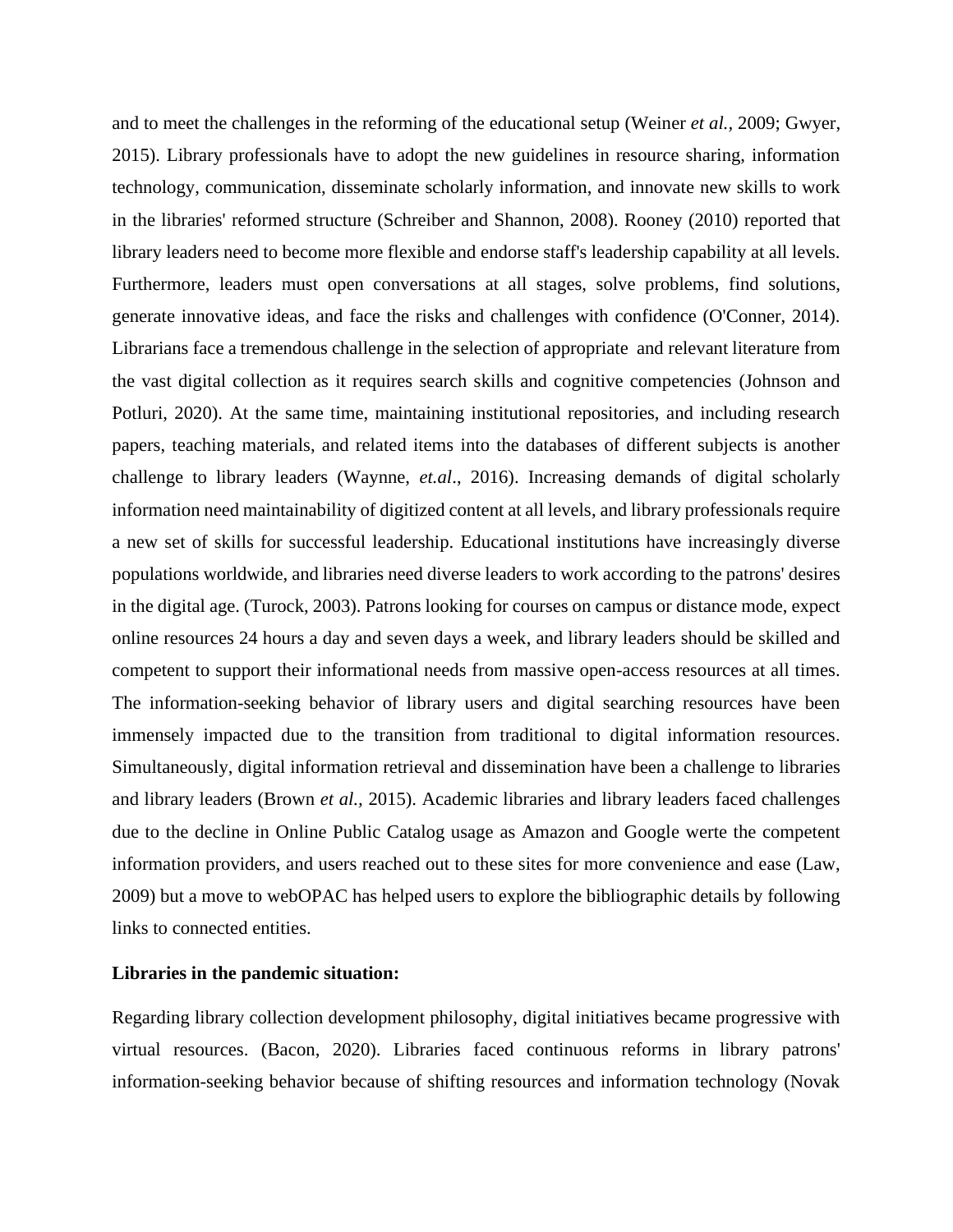and to meet the challenges in the reforming of the educational setup (Weiner *et al.*, 2009; Gwyer, 2015). Library professionals have to adopt the new guidelines in resource sharing, information technology, communication, disseminate scholarly information, and innovate new skills to work in the libraries' reformed structure (Schreiber and Shannon, 2008). Rooney (2010) reported that library leaders need to become more flexible and endorse staff's leadership capability at all levels. Furthermore, leaders must open conversations at all stages, solve problems, find solutions, generate innovative ideas, and face the risks and challenges with confidence (O'Conner, 2014). Librarians face a tremendous challenge in the selection of appropriate  and relevant literature from the vast digital collection as it requires search skills and cognitive competencies (Johnson and Potluri, 2020). At the same time, maintaining institutional repositories, and including research papers, teaching materials, and related items into the databases of different subjects is another challenge to library leaders (Waynne, *et.al*., 2016). Increasing demands of digital scholarly information need maintainability of digitized content at all levels, and library professionals require a new set of skills for successful leadership. Educational institutions have increasingly diverse populations worldwide, and libraries need diverse leaders to work according to the patrons' desires in the digital age. (Turock, 2003). Patrons looking for courses on campus or distance mode, expect online resources 24 hours a day and seven days a week, and library leaders should be skilled and competent to support their informational needs from massive open-access resources at all times. The information-seeking behavior of library users and digital searching resources have been immensely impacted due to the transition from traditional to digital information resources. Simultaneously, digital information retrieval and dissemination have been a challenge to libraries and library leaders (Brown *et al.*, 2015). Academic libraries and library leaders faced challenges due to the decline in Online Public Catalog usage as Amazon and Google werte the competent information providers, and users reached out to these sites for more convenience and ease (Law, 2009) but a move to webOPAC has helped users to explore the bibliographic details by following links to connected entities.

**Libraries in the pandemic situation:**

Regarding library collection development philosophy, digital initiatives became progressive with virtual resources. (Bacon, 2020). Libraries faced continuous reforms in library patrons' information-seeking behavior because of shifting resources and information technology (Novak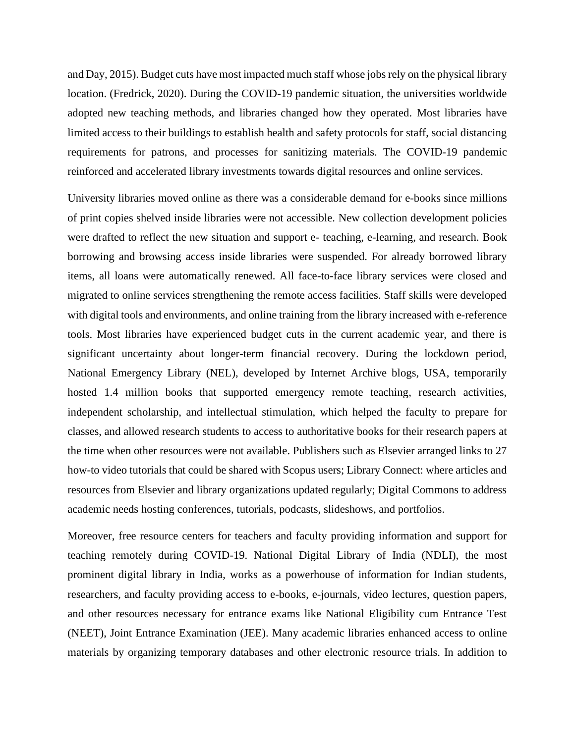and Day, 2015). Budget cuts have most impacted much staff whose jobs rely on the physical library location. (Fredrick, 2020). During the COVID-19 pandemic situation, the universities worldwide adopted new teaching methods, and libraries changed how they operated. Most libraries have limited access to their buildings to establish health and safety protocols for staff, social distancing requirements for patrons, and processes for sanitizing materials. The COVID-19 pandemic reinforced and accelerated library investments towards digital resources and online services.

University libraries moved online as there was a considerable demand for e-books since millions of print copies shelved inside libraries were not accessible. New collection development policies were drafted to reflect the new situation and support e- teaching, e-learning, and research. Book borrowing and browsing access inside libraries were suspended. For already borrowed library items, all loans were automatically renewed. All face-to-face library services were closed and migrated to online services strengthening the remote access facilities. Staff skills were developed with digital tools and environments, and online training from the library increased with e-reference tools. Most libraries have experienced budget cuts in the current academic year, and there is significant uncertainty about longer-term financial recovery. During the lockdown period, National Emergency Library (NEL), developed by Internet Archive blogs, USA, temporarily hosted 1.4 million books that supported emergency remote teaching, research activities, independent scholarship, and intellectual stimulation, which helped the faculty to prepare for classes, and allowed research students to access to authoritative books for their research papers at the time when other resources were not available. Publishers such as Elsevier arranged links to 27 how-to video tutorials that could be shared with Scopus users; Library Connect: where articles and resources from Elsevier and library organizations updated regularly; Digital Commons to address academic needs hosting conferences, tutorials, podcasts, slideshows, and portfolios.

Moreover, free resource centers for teachers and faculty providing information and support for teaching remotely during COVID-19. National Digital Library of India (NDLI), the most prominent digital library in India, works as a powerhouse of information for Indian students, researchers, and faculty providing access to e-books, e-journals, video lectures, question papers, and other resources necessary for entrance exams like National Eligibility cum Entrance Test (NEET), Joint Entrance Examination (JEE). Many academic libraries enhanced access to online materials by organizing temporary databases and other electronic resource trials. In addition to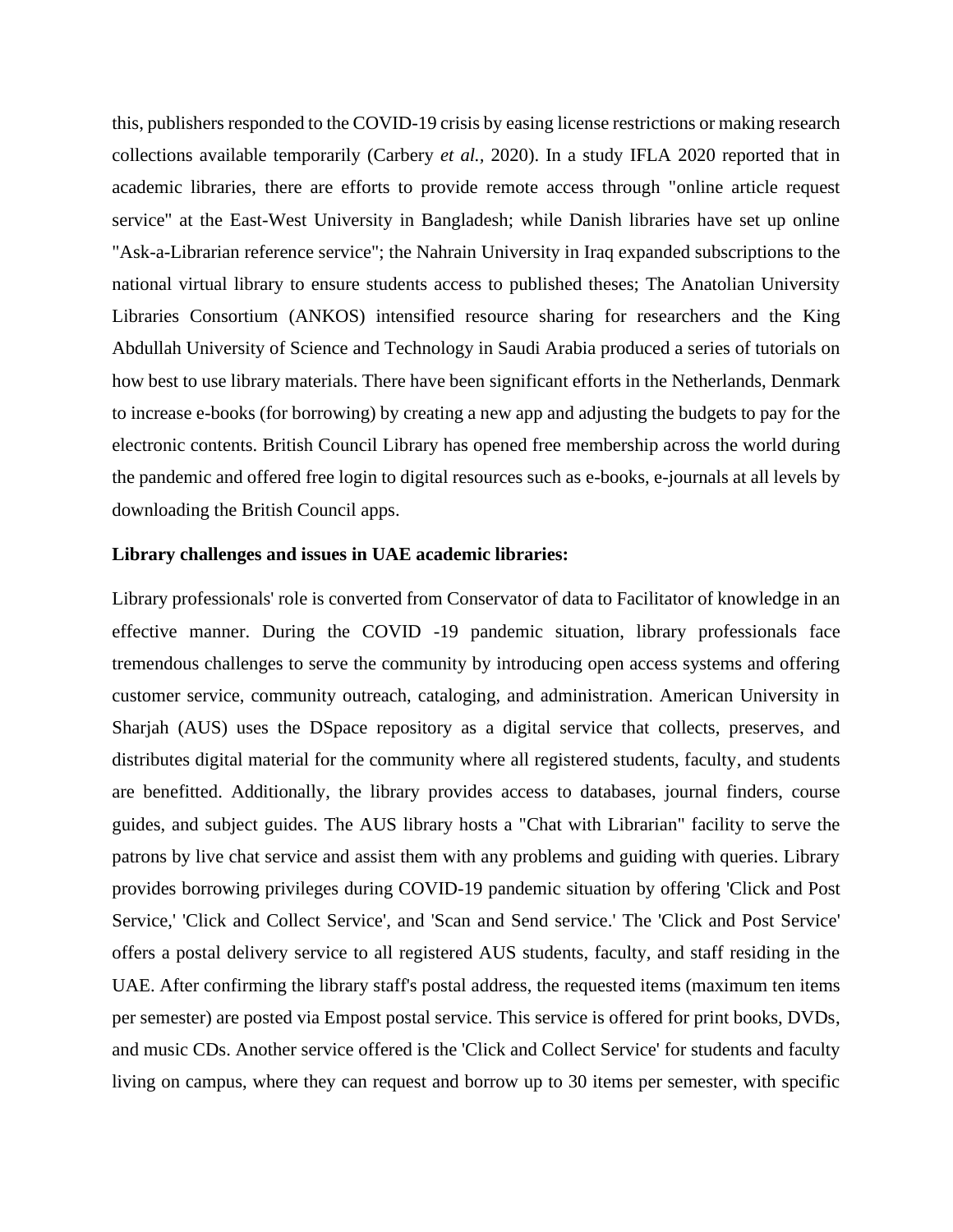this, publishers responded to the COVID-19 crisis by easing license restrictions or making research collections available temporarily (Carbery *et al.*, 2020). In a study IFLA 2020 reported that in academic libraries, there are efforts to provide remote access through "online article request service" at the East-West University in Bangladesh; while Danish libraries have set up online "Ask-a-Librarian reference service"; the Nahrain University in Iraq expanded subscriptions to the national virtual library to ensure students access to published theses; The Anatolian University Libraries Consortium (ANKOS) intensified resource sharing for researchers and the King Abdullah University of Science and Technology in Saudi Arabia produced a series of tutorials on how best to use library materials. There have been significant efforts in the Netherlands, Denmark to increase e-books (for borrowing) by creating a new app and adjusting the budgets to pay for the electronic contents. British Council Library has opened free membership across the world during the pandemic and offered free login to digital resources such as e-books, e-journals at all levels by downloading the British Council apps.

**Library challenges and issues in UAE academic libraries:**

Library professionals' role is converted from Conservator of data to Facilitator of knowledge in an effective manner. During the COVID -19 pandemic situation, library professionals face tremendous challenges to serve the community by introducing open access systems and offering customer service, community outreach, cataloging, and administration. American University in Sharjah (AUS) uses the DSpace repository as a digital service that collects, preserves, and distributes digital material for the community where all registered students, faculty, and students are benefitted. Additionally, the library provides access to databases, journal finders, course guides, and subject guides. The AUS library hosts a "Chat with Librarian" facility to serve the patrons by live chat service and assist them with any problems and guiding with queries. Library provides borrowing privileges during COVID-19 pandemic situation by offering 'Click and Post Service,' 'Click and Collect Service', and 'Scan and Send service.' The 'Click and Post Service' offers a postal delivery service to all registered AUS students, faculty, and staff residing in the UAE. After confirming the library staff's postal address, the requested items (maximum ten items per semester) are posted via Empost postal service. This service is offered for print books, DVDs, and music CDs. Another service offered is the 'Click and Collect Service' for students and faculty living on campus, where they can request and borrow up to 30 items per semester, with specific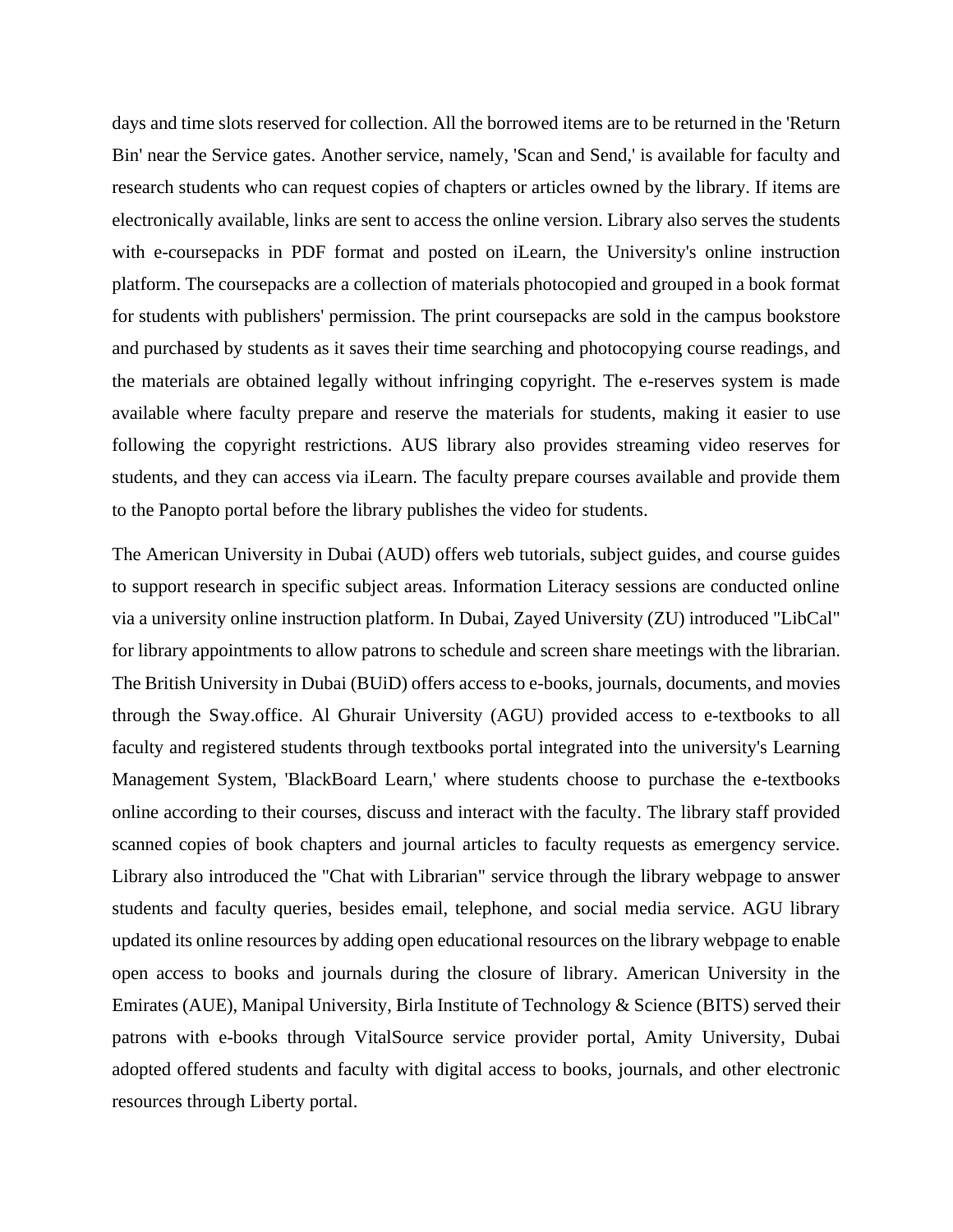days and time slots reserved for collection. All the borrowed items are to be returned in the 'Return Bin' near the Service gates. Another service, namely, 'Scan and Send,' is available for faculty and research students who can request copies of chapters or articles owned by the library. If items are electronically available, links are sent to access the online version. Library also serves the students with e-coursepacks in PDF format and posted on iLearn, the University's online instruction platform. The coursepacks are a collection of materials photocopied and grouped in a book format for students with publishers' permission. The print coursepacks are sold in the campus bookstore and purchased by students as it saves their time searching and photocopying course readings, and the materials are obtained legally without infringing copyright. The e-reserves system is made available where faculty prepare and reserve the materials for students, making it easier to use following the copyright restrictions. AUS library also provides streaming video reserves for students, and they can access via iLearn. The faculty prepare courses available and provide them to the Panopto portal before the library publishes the video for students.

The American University in Dubai (AUD) offers web tutorials, subject guides, and course guides to support research in specific subject areas. Information Literacy sessions are conducted online via a university online instruction platform. In Dubai, Zayed University (ZU) introduced "LibCal" for library appointments to allow patrons to schedule and screen share meetings with the librarian. The British University in Dubai (BUiD) offers access to e-books, journals, documents, and movies through the Sway.office. Al Ghurair University (AGU) provided access to e-textbooks to all faculty and registered students through textbooks portal integrated into the university's Learning Management System, 'BlackBoard Learn,' where students choose to purchase the e-textbooks online according to their courses, discuss and interact with the faculty. The library staff provided scanned copies of book chapters and journal articles to faculty requests as emergency service. Library also introduced the "Chat with Librarian" service through the library webpage to answer students and faculty queries, besides email, telephone, and social media service. AGU library updated its online resources by adding open educational resources on the library webpage to enable open access to books and journals during the closure of library. American University in the Emirates (AUE), Manipal University, Birla Institute of Technology & Science (BITS) served their patrons with e-books through VitalSource service provider portal, Amity University, Dubai adopted offered students and faculty with digital access to books, journals, and other electronic resources through Liberty portal.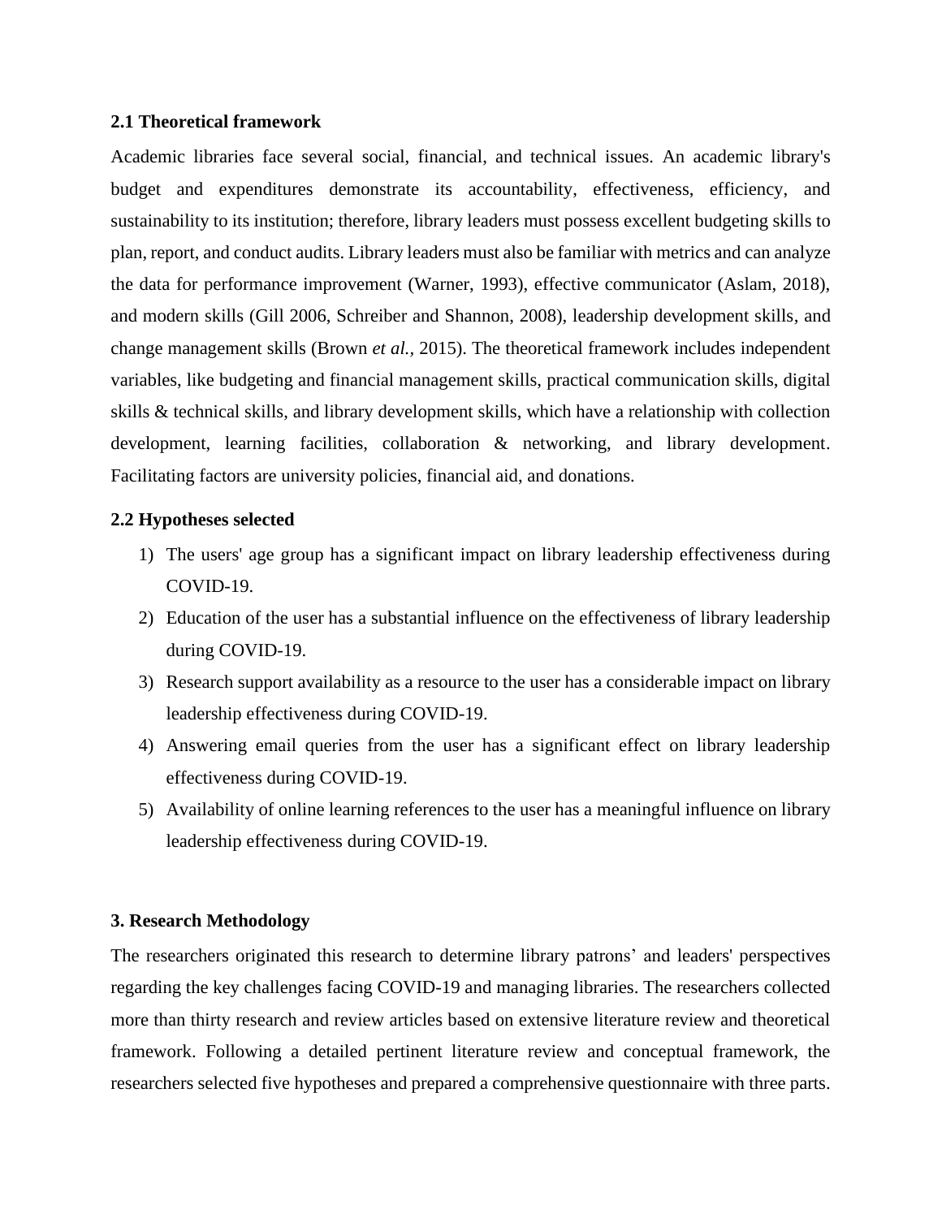### 2.1 Theoretical framework

Academic libraries face several social, financial, and technical issues. An academic library's budget and expenditures demonstrate its accountability, effectiveness, efficiency, and sustainability to its institution; therefore, library leaders must possess excellent budgeting skills to plan, report, and conduct audits. Library leaders must also be familiar with metrics and can analyze the data for performance improvement (Warner, 1993), effective communicator (Aslam, 2018), and modern skills (Gill 2006, Schreiber and Shannon, 2008), leadership development skills, and change management skills (Brown *et al.,* 2015). The theoretical framework includes independent variables, like budgeting and financial management skills, practical communication skills, digital skills & technical skills, and library development skills, which have a relationship with collection development, learning facilities, collaboration & networking, and library development. Facilitating factors are university policies, financial aid, and donations.

### 2.2 Hypotheses selected

1) The users' age group has a significant impact on library leadership effectiveness during COVID-19.
2) Education of the user has a substantial influence on the effectiveness of library leadership during COVID-19.
3) Research support availability as a resource to the user has a considerable impact on library leadership effectiveness during COVID-19.
4) Answering email queries from the user has a significant effect on library leadership effectiveness during COVID-19.
5) Availability of online learning references to the user has a meaningful influence on library leadership effectiveness during COVID-19.

## 3. Research Methodology

The researchers originated this research to determine library patrons' and leaders' perspectives regarding the key challenges facing COVID-19 and managing libraries. The researchers collected more than thirty research and review articles based on extensive literature review and theoretical framework. Following a detailed pertinent literature review and conceptual framework, the researchers selected five hypotheses and prepared a comprehensive questionnaire with three parts.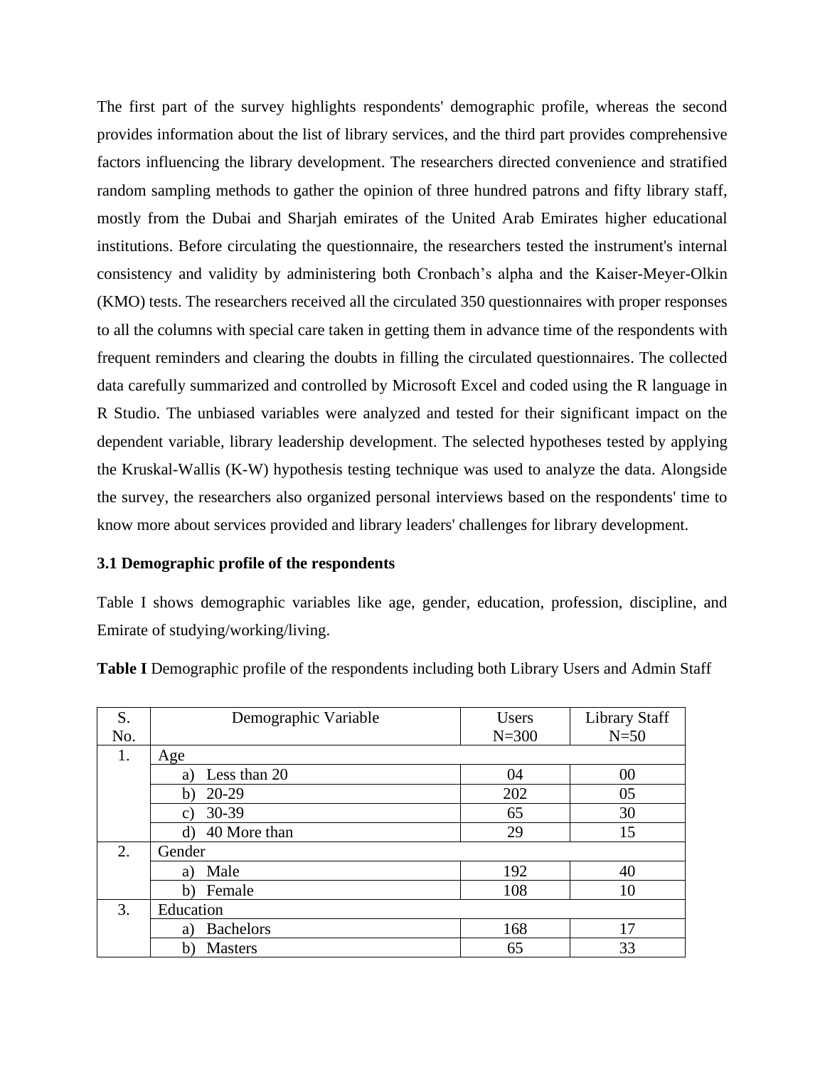The first part of the survey highlights respondents' demographic profile, whereas the second provides information about the list of library services, and the third part provides comprehensive factors influencing the library development. The researchers directed convenience and stratified random sampling methods to gather the opinion of three hundred patrons and fifty library staff, mostly from the Dubai and Sharjah emirates of the United Arab Emirates higher educational institutions. Before circulating the questionnaire, the researchers tested the instrument's internal consistency and validity by administering both Cronbach's alpha and the Kaiser-Meyer-Olkin (KMO) tests. The researchers received all the circulated 350 questionnaires with proper responses to all the columns with special care taken in getting them in advance time of the respondents with frequent reminders and clearing the doubts in filling the circulated questionnaires. The collected data carefully summarized and controlled by Microsoft Excel and coded using the R language in R Studio. The unbiased variables were analyzed and tested for their significant impact on the dependent variable, library leadership development. The selected hypotheses tested by applying the Kruskal-Wallis (K-W) hypothesis testing technique was used to analyze the data. Alongside the survey, the researchers also organized personal interviews based on the respondents' time to know more about services provided and library leaders' challenges for library development.

### 3.1 Demographic profile of the respondents

Table I shows demographic variables like age, gender, education, profession, discipline, and Emirate of studying/working/living.

**Table I** Demographic profile of the respondents including both Library Users and Admin Staff

| S. No. | Demographic Variable | Users N=300 | Library Staff N=50 |
|---|---|---|---|
| 1. | Age | | |
| | a) Less than 20 | 04 | 00 |
| | b) 20-29 | 202 | 05 |
| | c) 30-39 | 65 | 30 |
| | d) 40 More than | 29 | 15 |
| 2. | Gender | | |
| | a) Male | 192 | 40 |
| | b) Female | 108 | 10 |
| 3. | Education | | |
| | a) Bachelors | 168 | 17 |
| | b) Masters | 65 | 33 |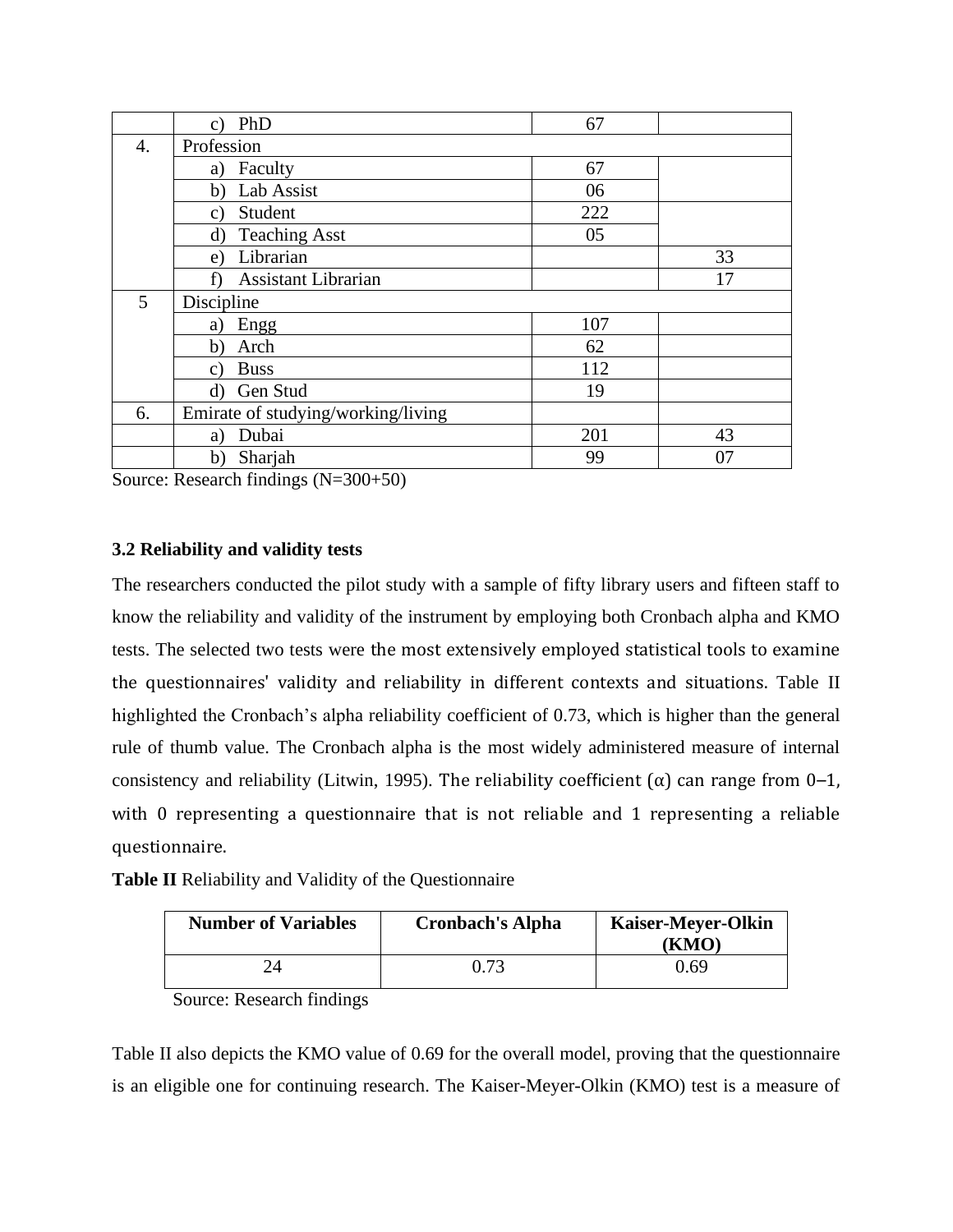|  |  |  |  |
|---|---|---|---|
|  | c) PhD | 67 |  |
| 4. | Profession |  |  |
|  | a) Faculty | 67 |  |
|  | b) Lab Assist | 06 |  |
|  | c) Student | 222 |  |
|  | d) Teaching Asst | 05 |  |
|  | e) Librarian |  | 33 |
|  | f) Assistant Librarian |  | 17 |
| 5 | Discipline |  |  |
|  | a) Engg | 107 |  |
|  | b) Arch | 62 |  |
|  | c) Buss | 112 |  |
|  | d) Gen Stud | 19 |  |
| 6. | Emirate of studying/working/living |  |  |
|  | a) Dubai | 201 | 43 |
|  | b) Sharjah | 99 | 07 |

Source: Research findings (N=300+50)

### 3.2 Reliability and validity tests

The researchers conducted the pilot study with a sample of fifty library users and fifteen staff to know the reliability and validity of the instrument by employing both Cronbach alpha and KMO tests. The selected two tests were the most extensively employed statistical tools to examine the questionnaires' validity and reliability in different contexts and situations. Table II highlighted the Cronbach's alpha reliability coefficient of 0.73, which is higher than the general rule of thumb value. The Cronbach alpha is the most widely administered measure of internal consistency and reliability (Litwin, 1995). The reliability coefficient (α) can range from 0–1, with 0 representing a questionnaire that is not reliable and 1 representing a reliable questionnaire.

**Table II** Reliability and Validity of the Questionnaire

| Number of Variables | Cronbach's Alpha | Kaiser-Meyer-Olkin (KMO) |
|---|---|---|
| 24 | 0.73 | 0.69 |

Source: Research findings

Table II also depicts the KMO value of 0.69 for the overall model, proving that the questionnaire is an eligible one for continuing research. The Kaiser-Meyer-Olkin (KMO) test is a measure of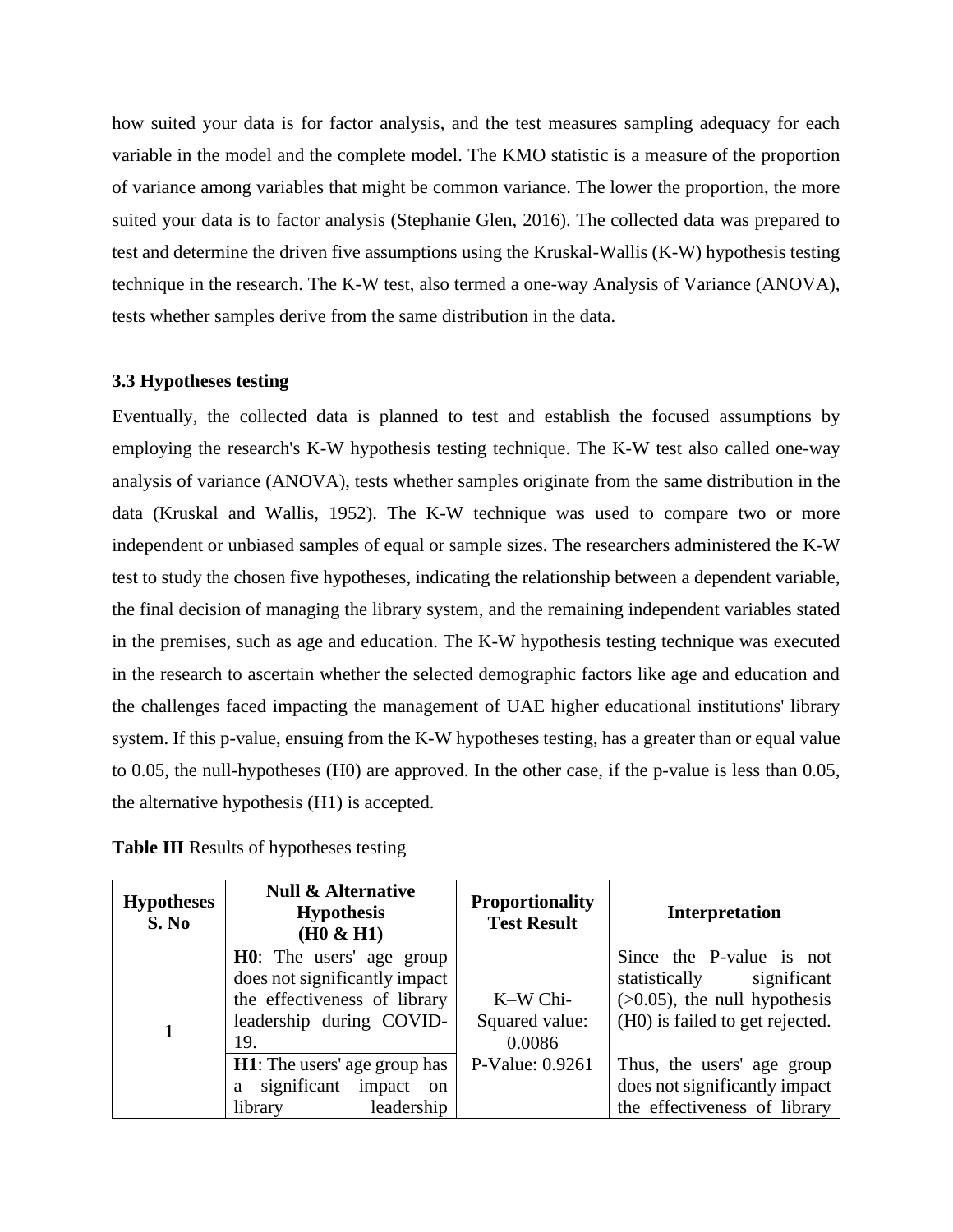how suited your data is for factor analysis, and the test measures sampling adequacy for each variable in the model and the complete model. The KMO statistic is a measure of the proportion of variance among variables that might be common variance. The lower the proportion, the more suited your data is to factor analysis (Stephanie Glen, 2016). The collected data was prepared to test and determine the driven five assumptions using the Kruskal-Wallis (K-W) hypothesis testing technique in the research. The K-W test, also termed a one-way Analysis of Variance (ANOVA), tests whether samples derive from the same distribution in the data.

### 3.3 Hypotheses testing

Eventually, the collected data is planned to test and establish the focused assumptions by employing the research's K-W hypothesis testing technique. The K-W test also called one-way analysis of variance (ANOVA), tests whether samples originate from the same distribution in the data (Kruskal and Wallis, 1952). The K-W technique was used to compare two or more independent or unbiased samples of equal or sample sizes. The researchers administered the K-W test to study the chosen five hypotheses, indicating the relationship between a dependent variable, the final decision of managing the library system, and the remaining independent variables stated in the premises, such as age and education. The K-W hypothesis testing technique was executed in the research to ascertain whether the selected demographic factors like age and education and the challenges faced impacting the management of UAE higher educational institutions' library system. If this p-value, ensuing from the K-W hypotheses testing, has a greater than or equal value to 0.05, the null-hypotheses (H0) are approved. In the other case, if the p-value is less than 0.05, the alternative hypothesis (H1) is accepted.

**Table III** Results of hypotheses testing

| Hypotheses S. No | Null & Alternative Hypothesis (H0 & H1) | Proportionality Test Result | Interpretation |
|---|---|---|---|
| 1 | **H0**: The users' age group does not significantly impact the effectiveness of library leadership during COVID-19. | K–W Chi-Squared value: 0.0086 P-Value: 0.9261 | Since the P-value is not statistically significant (>0.05), the null hypothesis (H0) is failed to get rejected. |
| | **H1**: The users' age group has a significant impact on library leadership | | Thus, the users' age group does not significantly impact the effectiveness of library |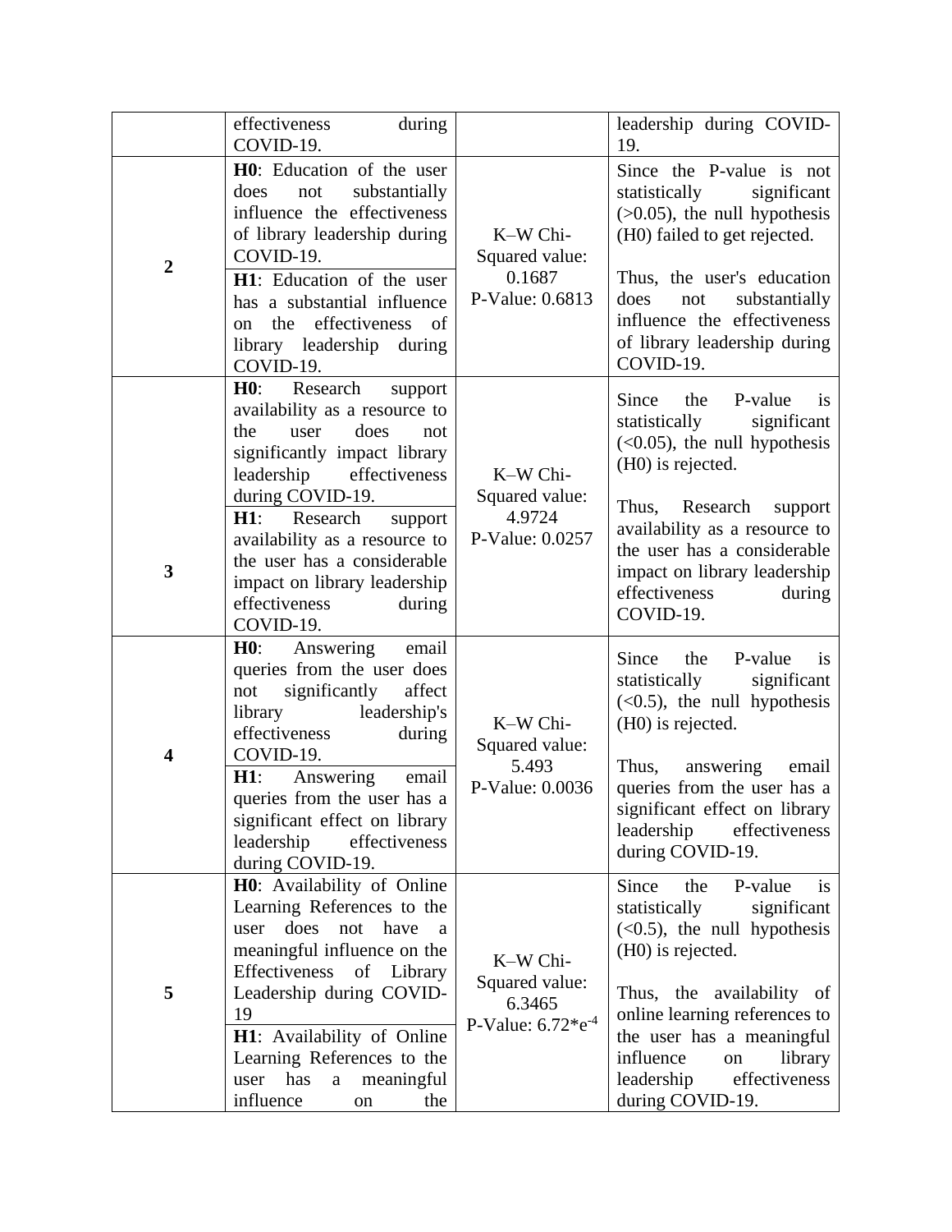|  | effectiveness during COVID-19. |  | leadership during COVID-19. |
|---|---|---|---|
| **2** | **H0**: Education of the user does not substantially influence the effectiveness of library leadership during COVID-19. **H1**: Education of the user has a substantial influence on the effectiveness of library leadership during COVID-19. | K–W Chi-Squared value: 0.1687 P-Value: 0.6813 | Since the P-value is not statistically significant (>0.05), the null hypothesis (H0) failed to get rejected. Thus, the user's education does not substantially influence the effectiveness of library leadership during COVID-19. |
| **3** | **H0**: Research support availability as a resource to the user does not significantly impact library leadership effectiveness during COVID-19. **H1**: Research support availability as a resource to the user has a considerable impact on library leadership effectiveness during COVID-19. | K–W Chi-Squared value: 4.9724 P-Value: 0.0257 | Since the P-value is statistically significant (<0.05), the null hypothesis (H0) is rejected. Thus, Research support availability as a resource to the user has a considerable impact on library leadership effectiveness during COVID-19. |
| **4** | **H0**: Answering email queries from the user does not significantly affect library leadership's effectiveness during COVID-19. **H1**: Answering email queries from the user has a significant effect on library leadership effectiveness during COVID-19. | K–W Chi-Squared value: 5.493 P-Value: 0.0036 | Since the P-value is statistically significant (<0.5), the null hypothesis (H0) is rejected. Thus, answering email queries from the user has a significant effect on library leadership effectiveness during COVID-19. |
| **5** | **H0**: Availability of Online Learning References to the user does not have a meaningful influence on the Effectiveness of Library Leadership during COVID-19 **H1**: Availability of Online Learning References to the user has a meaningful influence on the | K–W Chi-Squared value: 6.3465 P-Value: $6.72{*}e^{-4}$ | Since the P-value is statistically significant (<0.5), the null hypothesis (H0) is rejected. Thus, the availability of online learning references to the user has a meaningful influence on library leadership effectiveness during COVID-19. |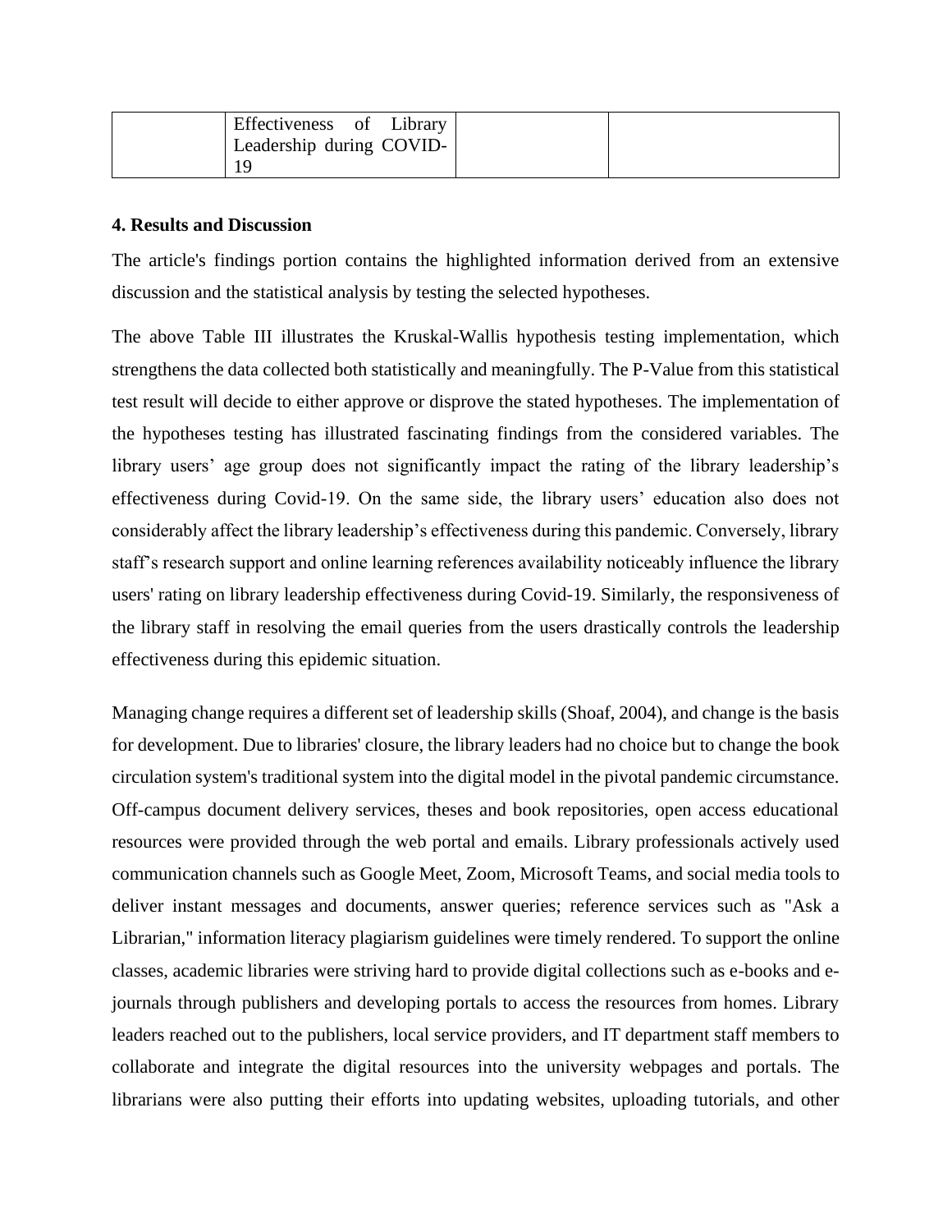|  | Effectiveness of Library Leadership during COVID-19 |  |  |
| --- | --- | --- | --- |

**4. Results and Discussion**

The article's findings portion contains the highlighted information derived from an extensive discussion and the statistical analysis by testing the selected hypotheses.

The above Table III illustrates the Kruskal-Wallis hypothesis testing implementation, which strengthens the data collected both statistically and meaningfully. The P-Value from this statistical test result will decide to either approve or disprove the stated hypotheses. The implementation of the hypotheses testing has illustrated fascinating findings from the considered variables. The library users' age group does not significantly impact the rating of the library leadership's effectiveness during Covid-19. On the same side, the library users' education also does not considerably affect the library leadership's effectiveness during this pandemic. Conversely, library staff's research support and online learning references availability noticeably influence the library users' rating on library leadership effectiveness during Covid-19. Similarly, the responsiveness of the library staff in resolving the email queries from the users drastically controls the leadership effectiveness during this epidemic situation.

Managing change requires a different set of leadership skills (Shoaf, 2004), and change is the basis for development. Due to libraries' closure, the library leaders had no choice but to change the book circulation system's traditional system into the digital model in the pivotal pandemic circumstance. Off-campus document delivery services, theses and book repositories, open access educational resources were provided through the web portal and emails. Library professionals actively used communication channels such as Google Meet, Zoom, Microsoft Teams, and social media tools to deliver instant messages and documents, answer queries; reference services such as "Ask a Librarian," information literacy plagiarism guidelines were timely rendered. To support the online classes, academic libraries were striving hard to provide digital collections such as e-books and e-journals through publishers and developing portals to access the resources from homes. Library leaders reached out to the publishers, local service providers, and IT department staff members to collaborate and integrate the digital resources into the university webpages and portals. The librarians were also putting their efforts into updating websites, uploading tutorials, and other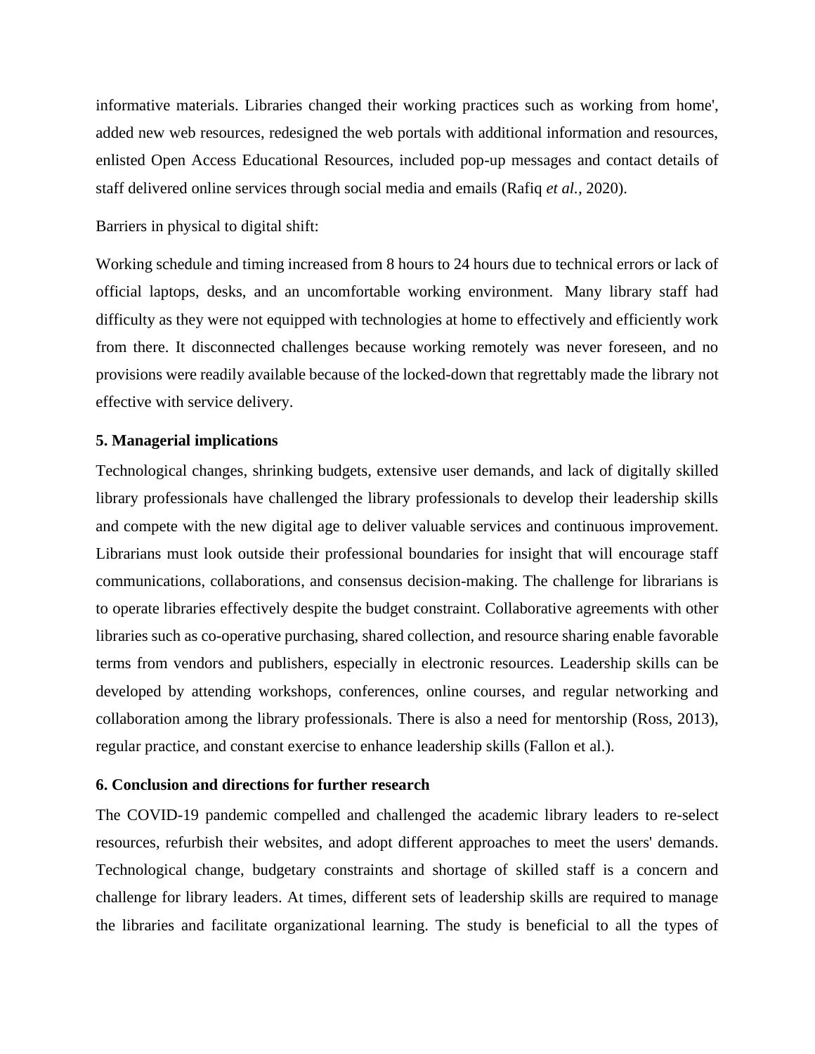informative materials. Libraries changed their working practices such as working from home', added new web resources, redesigned the web portals with additional information and resources, enlisted Open Access Educational Resources, included pop-up messages and contact details of staff delivered online services through social media and emails (Rafiq *et al.*, 2020).

Barriers in physical to digital shift:

Working schedule and timing increased from 8 hours to 24 hours due to technical errors or lack of official laptops, desks, and an uncomfortable working environment. Many library staff had difficulty as they were not equipped with technologies at home to effectively and efficiently work from there. It disconnected challenges because working remotely was never foreseen, and no provisions were readily available because of the locked-down that regrettably made the library not effective with service delivery.

**5. Managerial implications**

Technological changes, shrinking budgets, extensive user demands, and lack of digitally skilled library professionals have challenged the library professionals to develop their leadership skills and compete with the new digital age to deliver valuable services and continuous improvement. Librarians must look outside their professional boundaries for insight that will encourage staff communications, collaborations, and consensus decision-making. The challenge for librarians is to operate libraries effectively despite the budget constraint. Collaborative agreements with other libraries such as co-operative purchasing, shared collection, and resource sharing enable favorable terms from vendors and publishers, especially in electronic resources. Leadership skills can be developed by attending workshops, conferences, online courses, and regular networking and collaboration among the library professionals. There is also a need for mentorship (Ross, 2013), regular practice, and constant exercise to enhance leadership skills (Fallon et al.).

**6. Conclusion and directions for further research**

The COVID-19 pandemic compelled and challenged the academic library leaders to re-select resources, refurbish their websites, and adopt different approaches to meet the users' demands. Technological change, budgetary constraints and shortage of skilled staff is a concern and challenge for library leaders. At times, different sets of leadership skills are required to manage the libraries and facilitate organizational learning. The study is beneficial to all the types of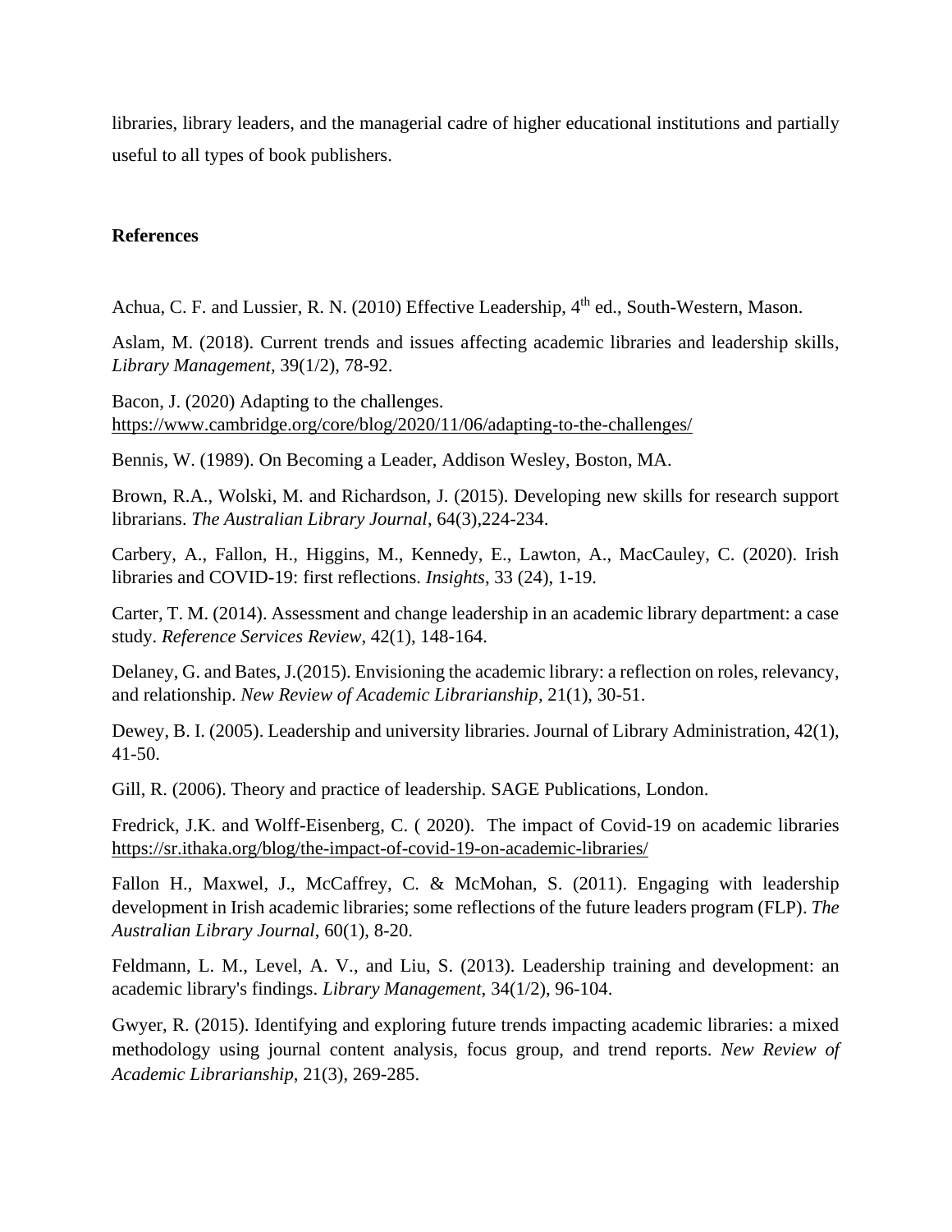libraries, library leaders, and the managerial cadre of higher educational institutions and partially useful to all types of book publishers.

## References

Achua, C. F. and Lussier, R. N. (2010) Effective Leadership, 4th ed., South-Western, Mason.

Aslam, M. (2018). Current trends and issues affecting academic libraries and leadership skills, *Library Management*, 39(1/2), 78-92.

Bacon, J. (2020) Adapting to the challenges. https://www.cambridge.org/core/blog/2020/11/06/adapting-to-the-challenges/

Bennis, W. (1989). On Becoming a Leader, Addison Wesley, Boston, MA.

Brown, R.A., Wolski, M. and Richardson, J. (2015). Developing new skills for research support librarians. *The Australian Library Journal*, 64(3),224-234.

Carbery, A., Fallon, H., Higgins, M., Kennedy, E., Lawton, A., MacCauley, C. (2020). Irish libraries and COVID-19: first reflections. *Insights*, 33 (24), 1-19.

Carter, T. M. (2014). Assessment and change leadership in an academic library department: a case study. *Reference Services Review*, 42(1), 148-164.

Delaney, G. and Bates, J.(2015). Envisioning the academic library: a reflection on roles, relevancy, and relationship. *New Review of Academic Librarianship,* 21(1), 30-51.

Dewey, B. I. (2005). Leadership and university libraries. Journal of Library Administration, 42(1), 41-50.

Gill, R. (2006). Theory and practice of leadership. SAGE Publications, London.

Fredrick, J.K. and Wolff-Eisenberg, C. ( 2020). The impact of Covid-19 on academic libraries https://sr.ithaka.org/blog/the-impact-of-covid-19-on-academic-libraries/

Fallon H., Maxwel, J., McCaffrey, C. & McMohan, S. (2011). Engaging with leadership development in Irish academic libraries; some reflections of the future leaders program (FLP). *The Australian Library Journal*, 60(1), 8-20.

Feldmann, L. M., Level, A. V., and Liu, S. (2013). Leadership training and development: an academic library's findings. *Library Management*, 34(1/2), 96-104.

Gwyer, R. (2015). Identifying and exploring future trends impacting academic libraries: a mixed methodology using journal content analysis, focus group, and trend reports. *New Review of Academic Librarianship*, 21(3), 269-285.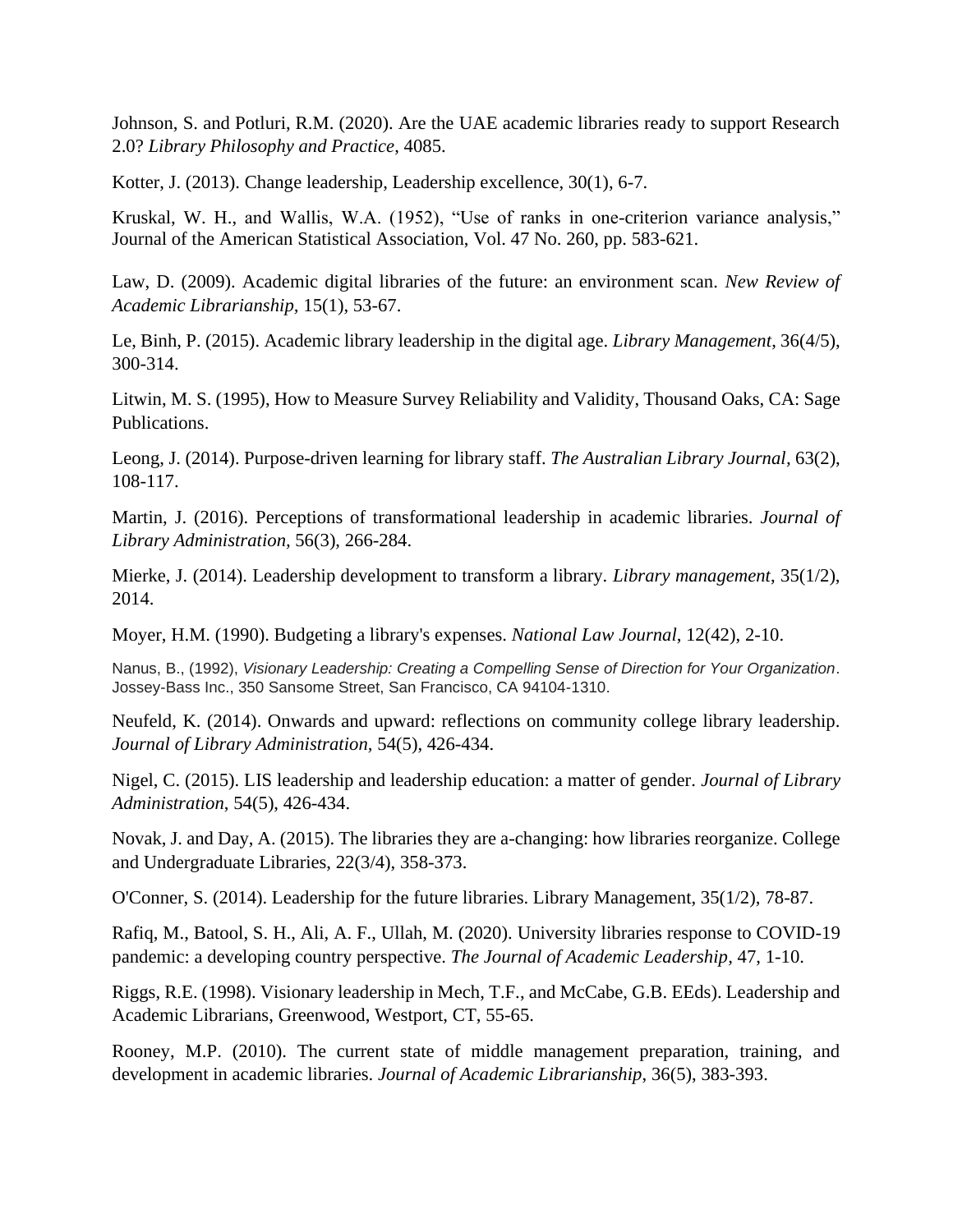Johnson, S. and Potluri, R.M. (2020). Are the UAE academic libraries ready to support Research 2.0? *Library Philosophy and Practice*, 4085.

Kotter, J. (2013). Change leadership, Leadership excellence, 30(1), 6-7.

Kruskal, W. H., and Wallis, W.A. (1952), "Use of ranks in one-criterion variance analysis," Journal of the American Statistical Association, Vol. 47 No. 260, pp. 583-621.

Law, D. (2009). Academic digital libraries of the future: an environment scan. *New Review of Academic Librarianship*, 15(1), 53-67.

Le, Binh, P. (2015). Academic library leadership in the digital age. *Library Management*, 36(4/5), 300-314.

Litwin, M. S. (1995), How to Measure Survey Reliability and Validity, Thousand Oaks, CA: Sage Publications.

Leong, J. (2014). Purpose-driven learning for library staff. *The Australian Library Journal,* 63(2), 108-117.

Martin, J. (2016). Perceptions of transformational leadership in academic libraries. *Journal of Library Administration,* 56(3), 266-284.

Mierke, J. (2014). Leadership development to transform a library. *Library management*, 35(1/2), 2014.

Moyer, H.M. (1990). Budgeting a library's expenses. *National Law Journal*, 12(42), 2-10.

Nanus, B., (1992), *Visionary Leadership: Creating a Compelling Sense of Direction for Your Organization*. Jossey-Bass Inc., 350 Sansome Street, San Francisco, CA 94104-1310.

Neufeld, K. (2014). Onwards and upward: reflections on community college library leadership. *Journal of Library Administration*, 54(5), 426-434.

Nigel, C. (2015). LIS leadership and leadership education: a matter of gender. *Journal of Library Administration*, 54(5), 426-434.

Novak, J. and Day, A. (2015). The libraries they are a-changing: how libraries reorganize. College and Undergraduate Libraries, 22(3/4), 358-373.

O'Conner, S. (2014). Leadership for the future libraries. Library Management, 35(1/2), 78-87.

Rafiq, M., Batool, S. H., Ali, A. F., Ullah, M. (2020). University libraries response to COVID-19 pandemic: a developing country perspective. *The Journal of Academic Leadership,* 47, 1-10.

Riggs, R.E. (1998). Visionary leadership in Mech, T.F., and McCabe, G.B. EEds). Leadership and Academic Librarians, Greenwood, Westport, CT, 55-65.

Rooney, M.P. (2010). The current state of middle management preparation, training, and development in academic libraries. *Journal of Academic Librarianship,* 36(5), 383-393.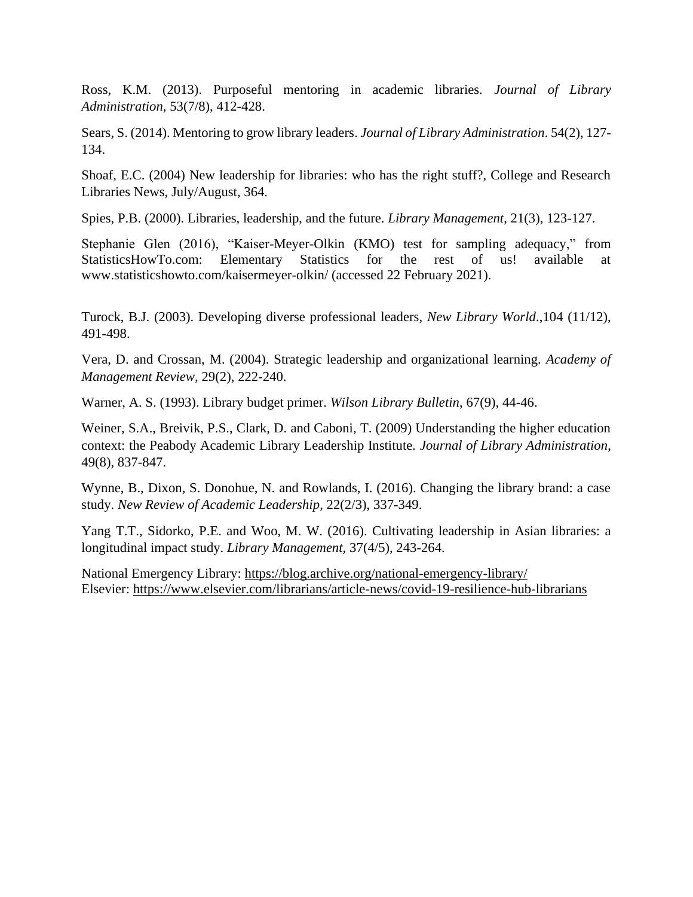Ross, K.M. (2013). Purposeful mentoring in academic libraries. *Journal of Library Administration*, 53(7/8), 412-428.

Sears, S. (2014). Mentoring to grow library leaders. *Journal of Library Administration*. 54(2), 127-134.

Shoaf, E.C. (2004) New leadership for libraries: who has the right stuff?, College and Research Libraries News, July/August, 364.

Spies, P.B. (2000). Libraries, leadership, and the future. *Library Management*, 21(3), 123-127.

Stephanie Glen (2016), "Kaiser-Meyer-Olkin (KMO) test for sampling adequacy," from StatisticsHowTo.com: Elementary Statistics for the rest of us! available at www.statisticshowto.com/kaisermeyer-olkin/ (accessed 22 February 2021).

Turock, B.J. (2003). Developing diverse professional leaders, *New Library World*.,104 (11/12), 491-498.

Vera, D. and Crossan, M. (2004). Strategic leadership and organizational learning. *Academy of Management Review*, 29(2), 222-240.

Warner, A. S. (1993). Library budget primer. *Wilson Library Bulletin*, 67(9), 44-46.

Weiner, S.A., Breivik, P.S., Clark, D. and Caboni, T. (2009) Understanding the higher education context: the Peabody Academic Library Leadership Institute. *Journal of Library Administration*, 49(8), 837-847.

Wynne, B., Dixon, S. Donohue, N. and Rowlands, I. (2016). Changing the library brand: a case study. *New Review of Academic Leadership*, 22(2/3), 337-349.

Yang T.T., Sidorko, P.E. and Woo, M. W. (2016). Cultivating leadership in Asian libraries: a longitudinal impact study. *Library Management*, 37(4/5), 243-264.

National Emergency Library: https://blog.archive.org/national-emergency-library/
Elsevier: https://www.elsevier.com/librarians/article-news/covid-19-resilience-hub-librarians